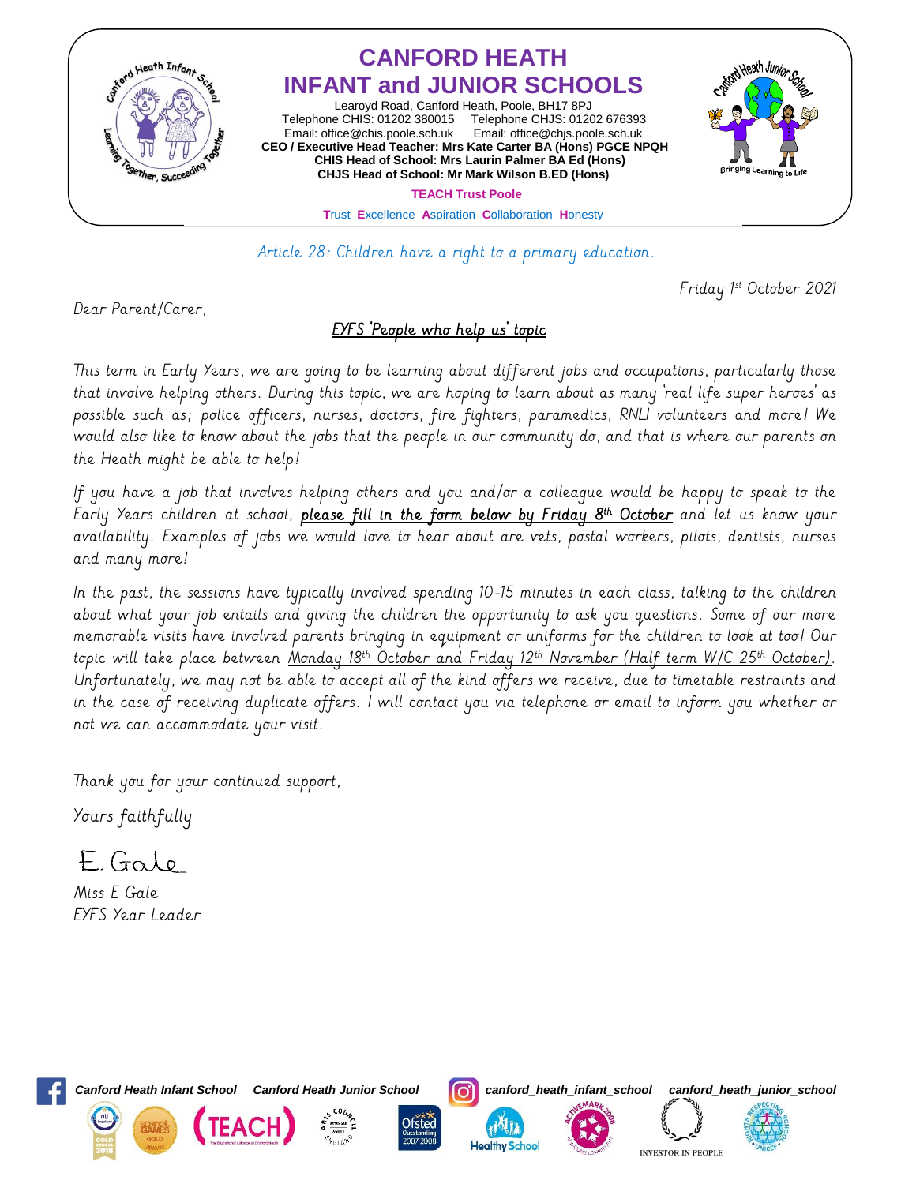# CANFORD HEATH INFANT and JUNIOR SCHOOLS

Learoyd Road, Canford Heath, Poole, BH17 8PJ
Telephone CHIS: 01202 380015 Telephone CHJS: 01202 676393
Email: office@chis.poole.sch.uk Email: office@chjs.poole.sch.uk
**CEO / Executive Head Teacher: Mrs Kate Carter BA (Hons) PGCE NPQH**
**CHIS Head of School: Mrs Laurin Palmer BA Ed (Hons)**
**CHJS Head of School: Mr Mark Wilson B.ED (Hons)**

**TEACH Trust Poole**

Trust Excellence Aspiration Collaboration Honesty

*Article 28: Children have a right to a primary education.*

Friday 1st October 2021

Dear Parent/Carer,

## EYFS 'People who help us' topic

This term in Early Years, we are going to be learning about different jobs and occupations, particularly those that involve helping others. During this topic, we are hoping to learn about as many 'real life super heroes' as possible such as; police officers, nurses, doctors, fire fighters, paramedics, RNLI volunteers and more! We would also like to know about the jobs that the people in our community do, and that is where our parents on the Heath might be able to help!

If you have a job that involves helping others and you and/or a colleague would be happy to speak to the Early Years children at school, **please fill in the form below by Friday 8th October** and let us know your availability. Examples of jobs we would love to hear about are vets, postal workers, pilots, dentists, nurses and many more!

In the past, the sessions have typically involved spending 10-15 minutes in each class, talking to the children about what your job entails and giving the children the opportunity to ask you questions. Some of our more memorable visits have involved parents bringing in equipment or uniforms for the children to look at too! Our topic will take place between Monday 18th October and Friday 12th November (Half term W/C 25th October). Unfortunately, we may not be able to accept all of the kind offers we receive, due to timetable restraints and in the case of receiving duplicate offers. I will contact you via telephone or email to inform you whether or not we can accommodate your visit.

Thank you for your continued support,

Yours faithfully

E. Gale

Miss E Gale
EYFS Year Leader

Canford Heath Infant School Canford Heath Junior School canford_heath_infant_school canford_heath_junior_school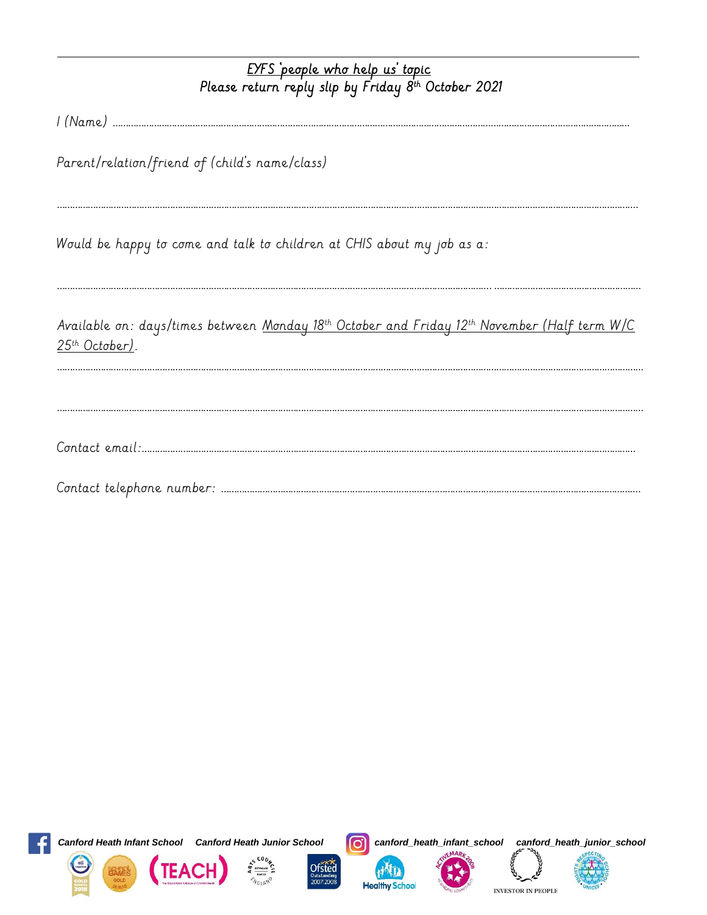**EYFS 'people who help us' topic**
**Please return reply slip by Friday 8th October 2021**

I (Name) ………………………………………………………………………………………………………………

Parent/relation/friend of (child's name/class)

………………………………………………………………………………………………………………………………

Would be happy to come and talk to children at CHIS about my job as a:

………………………………………………………………………………………………………………………………

Available on: days/times between Monday 18th October and Friday 12th November (Half term W/C 25th October).

………………………………………………………………………………………………………………………………

………………………………………………………………………………………………………………………………

Contact email:……………………………………………………………………………………………………………

Contact telephone number: ……………………………………………………………………………………………

Canford Heath Infant School Canford Heath Junior School canford_heath_infant_school canford_heath_junior_school